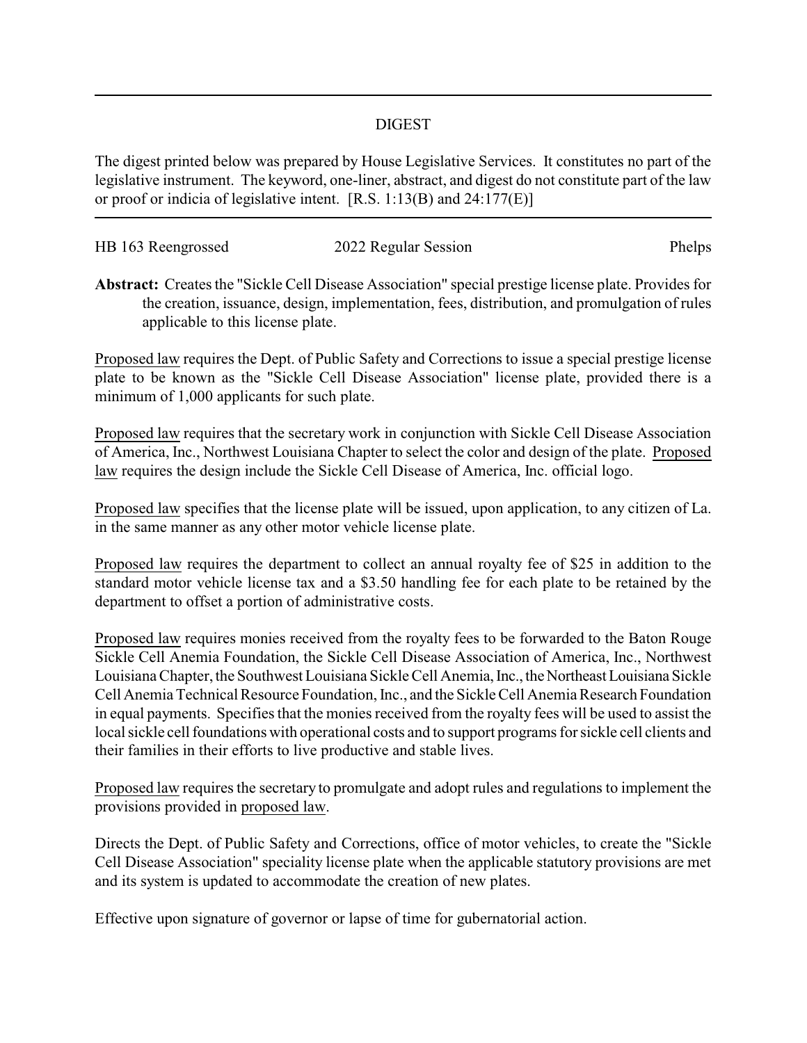# DIGEST

The digest printed below was prepared by House Legislative Services. It constitutes no part of the legislative instrument. The keyword, one-liner, abstract, and digest do not constitute part of the law or proof or indicia of legislative intent. [R.S. 1:13(B) and 24:177(E)]

HB 163 Reengrossed 2022 Regular Session Phelps

**Abstract:** Creates the "Sickle Cell Disease Association" special prestige license plate. Provides for the creation, issuance, design, implementation, fees, distribution, and promulgation of rules applicable to this license plate.

Proposed law requires the Dept. of Public Safety and Corrections to issue a special prestige license plate to be known as the "Sickle Cell Disease Association" license plate, provided there is a minimum of 1,000 applicants for such plate.

Proposed law requires that the secretary work in conjunction with Sickle Cell Disease Association of America, Inc., Northwest Louisiana Chapter to select the color and design of the plate. Proposed law requires the design include the Sickle Cell Disease of America, Inc. official logo.

Proposed law specifies that the license plate will be issued, upon application, to any citizen of La. in the same manner as any other motor vehicle license plate.

Proposed law requires the department to collect an annual royalty fee of $25 in addition to the standard motor vehicle license tax and a $3.50 handling fee for each plate to be retained by the department to offset a portion of administrative costs.

Proposed law requires monies received from the royalty fees to be forwarded to the Baton Rouge Sickle Cell Anemia Foundation, the Sickle Cell Disease Association of America, Inc., Northwest Louisiana Chapter, the Southwest Louisiana Sickle Cell Anemia, Inc., the Northeast Louisiana Sickle Cell Anemia Technical Resource Foundation, Inc., and the Sickle Cell Anemia Research Foundation in equal payments. Specifies that the monies received from the royalty fees will be used to assist the local sickle cell foundations with operational costs and to support programs for sickle cell clients and their families in their efforts to live productive and stable lives.

Proposed law requires the secretary to promulgate and adopt rules and regulations to implement the provisions provided in proposed law.

Directs the Dept. of Public Safety and Corrections, office of motor vehicles, to create the "Sickle Cell Disease Association" speciality license plate when the applicable statutory provisions are met and its system is updated to accommodate the creation of new plates.

Effective upon signature of governor or lapse of time for gubernatorial action.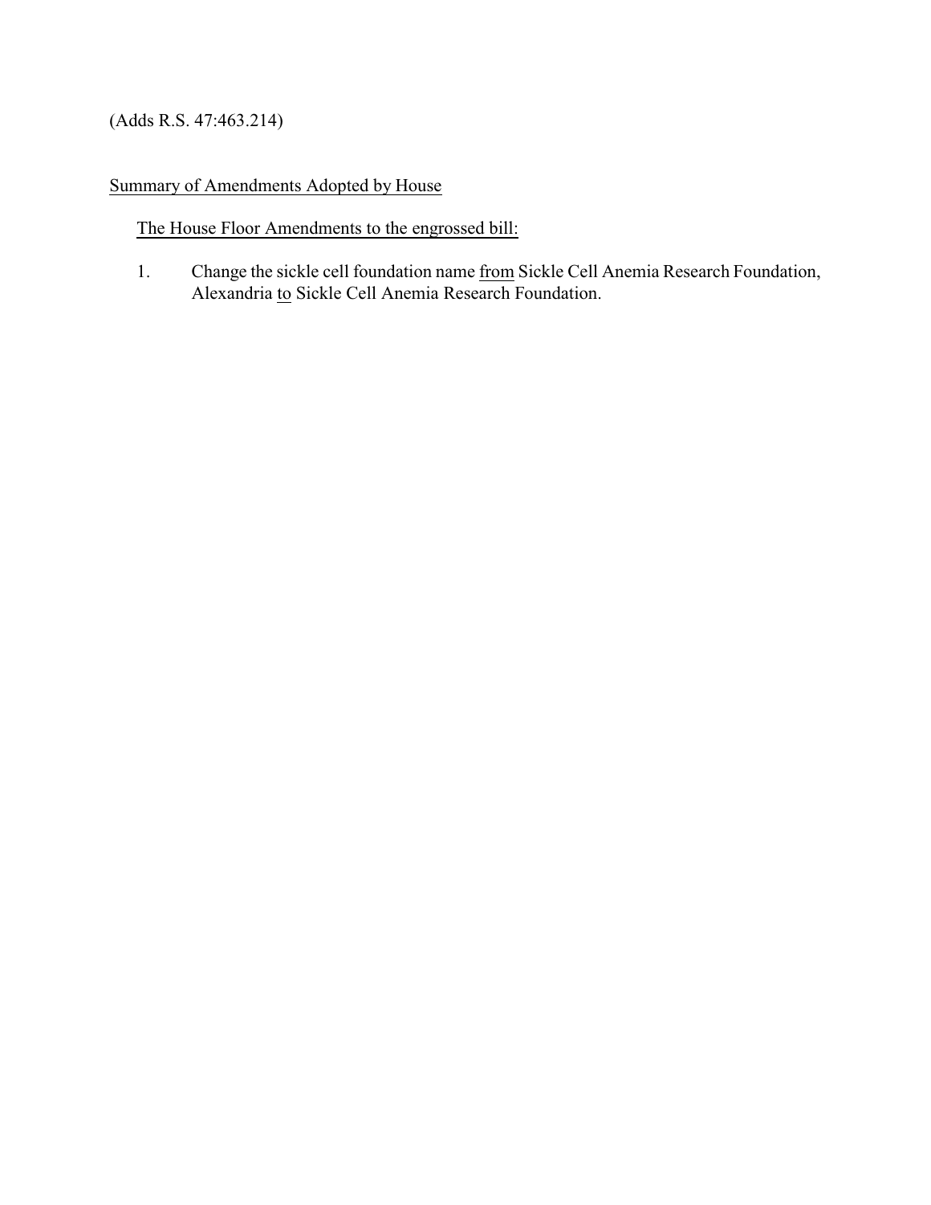(Adds R.S. 47:463.214)

Summary of Amendments Adopted by House

The House Floor Amendments to the engrossed bill:

1. Change the sickle cell foundation name from Sickle Cell Anemia Research Foundation, Alexandria to Sickle Cell Anemia Research Foundation.